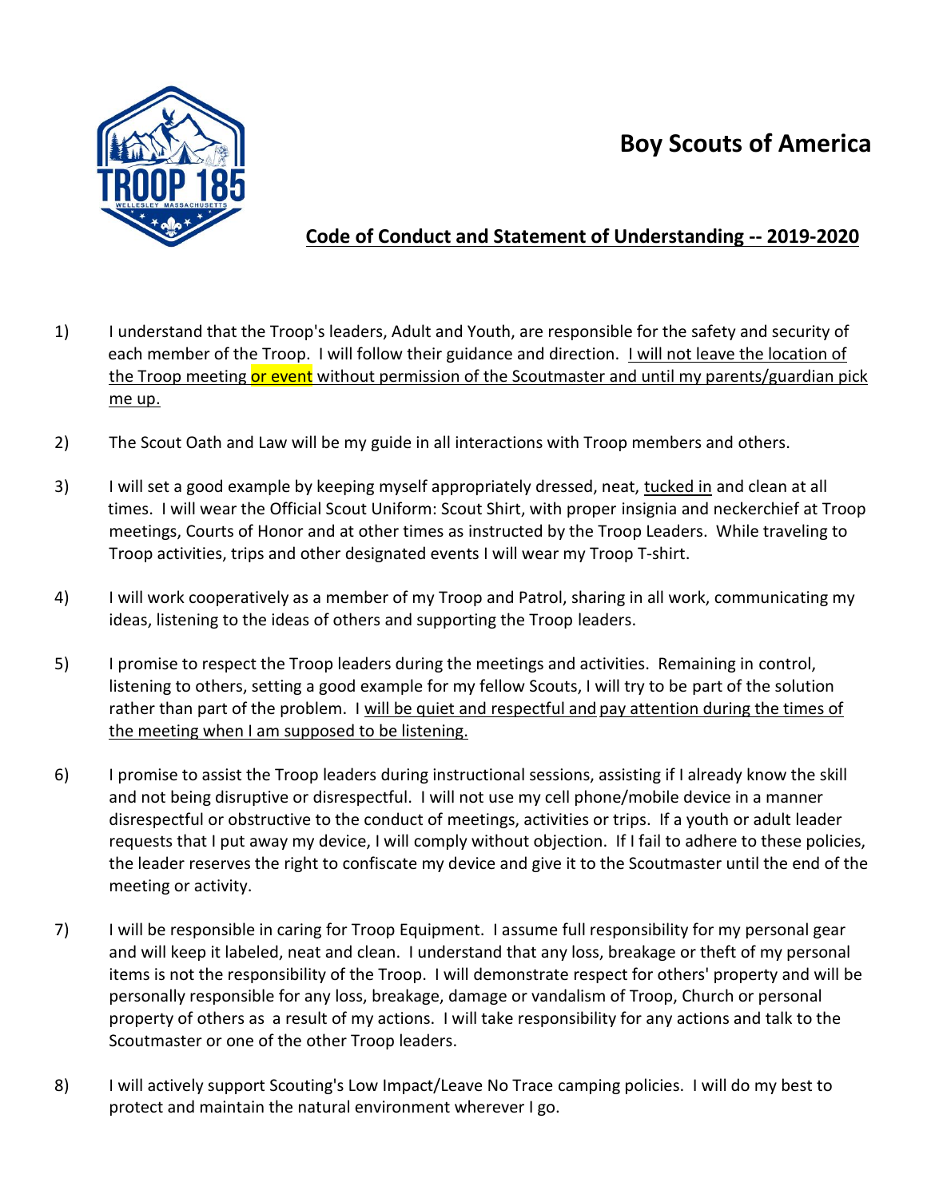# Boy Scouts of America

## Code of Conduct and Statement of Understanding -- 2019-2020

1) I understand that the Troop's leaders, Adult and Youth, are responsible for the safety and security of each member of the Troop. I will follow their guidance and direction. <u>I will not leave the location of the Troop meeting or event without permission of the Scoutmaster and until my parents/guardian pick me up.</u>

2) The Scout Oath and Law will be my guide in all interactions with Troop members and others.

3) I will set a good example by keeping myself appropriately dressed, neat, <u>tucked in</u> and clean at all times. I will wear the Official Scout Uniform: Scout Shirt, with proper insignia and neckerchief at Troop meetings, Courts of Honor and at other times as instructed by the Troop Leaders. While traveling to Troop activities, trips and other designated events I will wear my Troop T-shirt.

4) I will work cooperatively as a member of my Troop and Patrol, sharing in all work, communicating my ideas, listening to the ideas of others and supporting the Troop leaders.

5) I promise to respect the Troop leaders during the meetings and activities. Remaining in control, listening to others, setting a good example for my fellow Scouts, I will try to be part of the solution rather than part of the problem. I <u>will be quiet and respectful and pay attention during the times of the meeting when I am supposed to be listening.</u>

6) I promise to assist the Troop leaders during instructional sessions, assisting if I already know the skill and not being disruptive or disrespectful. I will not use my cell phone/mobile device in a manner disrespectful or obstructive to the conduct of meetings, activities or trips. If a youth or adult leader requests that I put away my device, I will comply without objection. If I fail to adhere to these policies, the leader reserves the right to confiscate my device and give it to the Scoutmaster until the end of the meeting or activity.

7) I will be responsible in caring for Troop Equipment. I assume full responsibility for my personal gear and will keep it labeled, neat and clean. I understand that any loss, breakage or theft of my personal items is not the responsibility of the Troop. I will demonstrate respect for others' property and will be personally responsible for any loss, breakage, damage or vandalism of Troop, Church or personal property of others as a result of my actions. I will take responsibility for any actions and talk to the Scoutmaster or one of the other Troop leaders.

8) I will actively support Scouting's Low Impact/Leave No Trace camping policies. I will do my best to protect and maintain the natural environment wherever I go.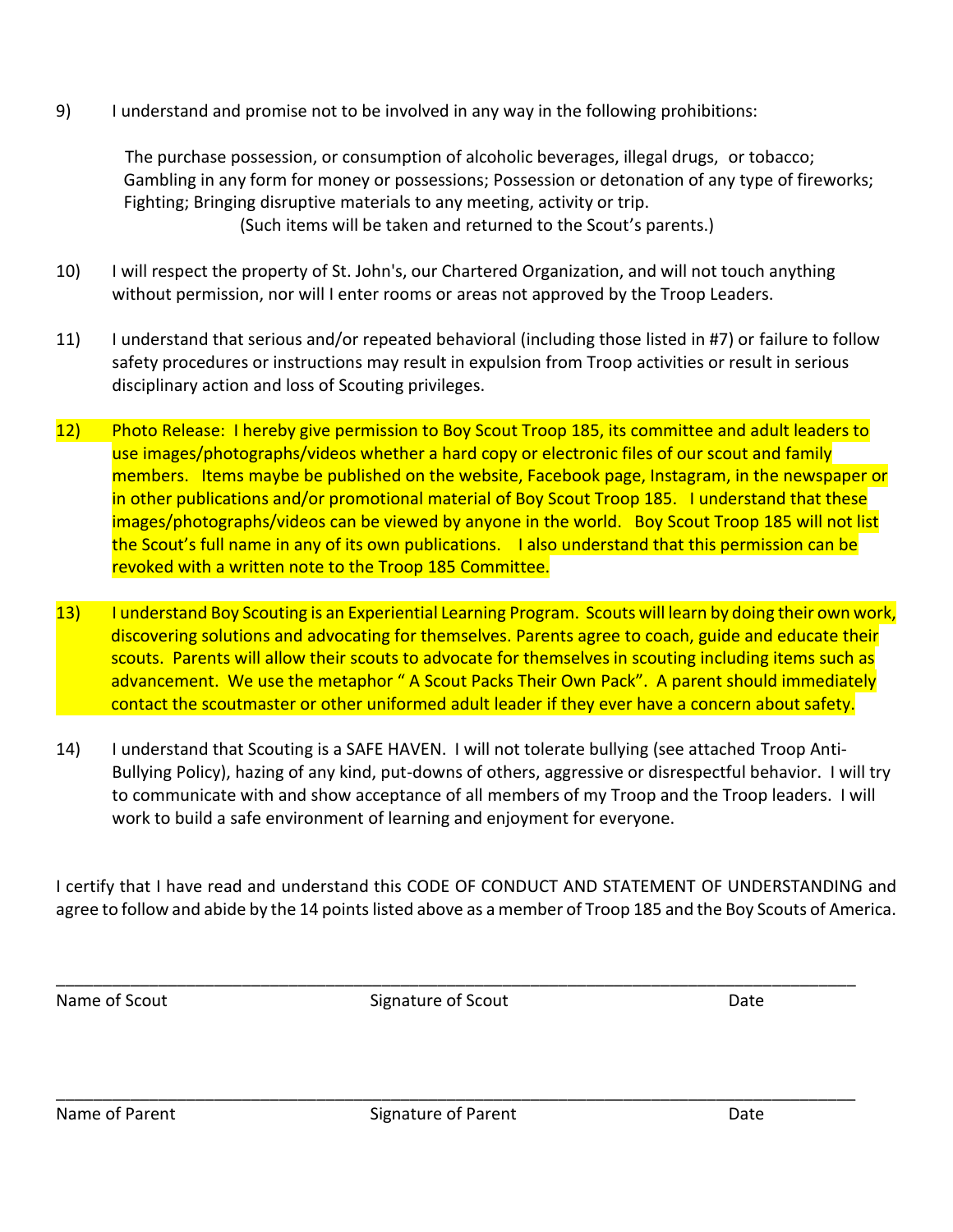9) I understand and promise not to be involved in any way in the following prohibitions:

   The purchase possession, or consumption of alcoholic beverages, illegal drugs, or tobacco; Gambling in any form for money or possessions; Possession or detonation of any type of fireworks; Fighting; Bringing disruptive materials to any meeting, activity or trip.
   (Such items will be taken and returned to the Scout's parents.)

10) I will respect the property of St. John's, our Chartered Organization, and will not touch anything without permission, nor will I enter rooms or areas not approved by the Troop Leaders.

11) I understand that serious and/or repeated behavioral (including those listed in #7) or failure to follow safety procedures or instructions may result in expulsion from Troop activities or result in serious disciplinary action and loss of Scouting privileges.

12) Photo Release: I hereby give permission to Boy Scout Troop 185, its committee and adult leaders to use images/photographs/videos whether a hard copy or electronic files of our scout and family members. Items maybe be published on the website, Facebook page, Instagram, in the newspaper or in other publications and/or promotional material of Boy Scout Troop 185. I understand that these images/photographs/videos can be viewed by anyone in the world. Boy Scout Troop 185 will not list the Scout's full name in any of its own publications. I also understand that this permission can be revoked with a written note to the Troop 185 Committee.

13) I understand Boy Scouting is an Experiential Learning Program. Scouts will learn by doing their own work, discovering solutions and advocating for themselves. Parents agree to coach, guide and educate their scouts. Parents will allow their scouts to advocate for themselves in scouting including items such as advancement. We use the metaphor " A Scout Packs Their Own Pack". A parent should immediately contact the scoutmaster or other uniformed adult leader if they ever have a concern about safety.

14) I understand that Scouting is a SAFE HAVEN. I will not tolerate bullying (see attached Troop Anti-Bullying Policy), hazing of any kind, put-downs of others, aggressive or disrespectful behavior. I will try to communicate with and show acceptance of all members of my Troop and the Troop leaders. I will work to build a safe environment of learning and enjoyment for everyone.

I certify that I have read and understand this CODE OF CONDUCT AND STATEMENT OF UNDERSTANDING and agree to follow and abide by the 14 points listed above as a member of Troop 185 and the Boy Scouts of America.

______________________________________________________________________________

Name of Scout                    Signature of Scout                    Date

______________________________________________________________________________

Name of Parent                    Signature of Parent                    Date